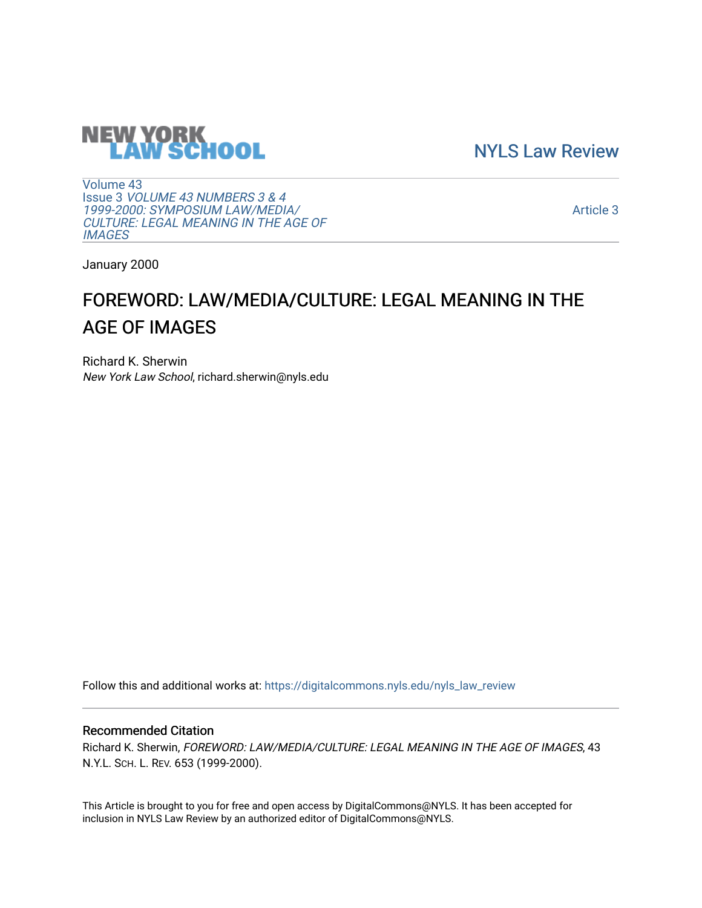NEW YORK LAW SCHOOL

NYLS Law Review

Volume 43
Issue 3 *VOLUME 43 NUMBERS 3 & 4 1999-2000: SYMPOSIUM LAW/MEDIA/ CULTURE: LEGAL MEANING IN THE AGE OF IMAGES*

Article 3

January 2000

# FOREWORD: LAW/MEDIA/CULTURE: LEGAL MEANING IN THE AGE OF IMAGES

Richard K. Sherwin
*New York Law School*, richard.sherwin@nyls.edu

Follow this and additional works at: https://digitalcommons.nyls.edu/nyls_law_review

## Recommended Citation

Richard K. Sherwin, *FOREWORD: LAW/MEDIA/CULTURE: LEGAL MEANING IN THE AGE OF IMAGES*, 43 N.Y.L. Sch. L. Rev. 653 (1999-2000).

This Article is brought to you for free and open access by DigitalCommons@NYLS. It has been accepted for inclusion in NYLS Law Review by an authorized editor of DigitalCommons@NYLS.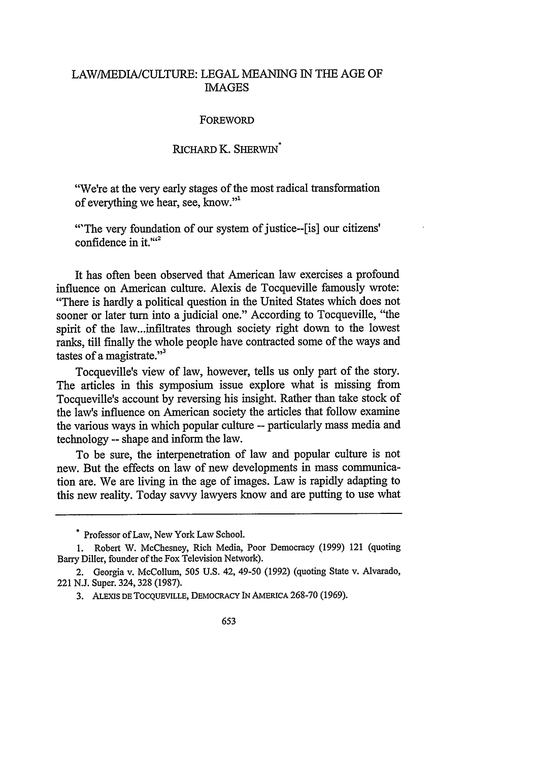# LAW/MEDIA/CULTURE: LEGAL MEANING IN THE AGE OF IMAGES

## FOREWORD

RICHARD K. SHERWIN*

> "We're at the very early stages of the most radical transformation of everything we hear, see, know."[1]
>
> "'The very foundation of our system of justice--[is] our citizens' confidence in it.'"[2]

It has often been observed that American law exercises a profound influence on American culture. Alexis de Tocqueville famously wrote: "There is hardly a political question in the United States which does not sooner or later turn into a judicial one." According to Tocqueville, "the spirit of the law...infiltrates through society right down to the lowest ranks, till finally the whole people have contracted some of the ways and tastes of a magistrate."[3]

Tocqueville's view of law, however, tells us only part of the story. The articles in this symposium issue explore what is missing from Tocqueville's account by reversing his insight. Rather than take stock of the law's influence on American society the articles that follow examine the various ways in which popular culture -- particularly mass media and technology -- shape and inform the law.

To be sure, the interpenetration of law and popular culture is not new. But the effects on law of new developments in mass communication are. We are living in the age of images. Law is rapidly adapting to this new reality. Today savvy lawyers know and are putting to use what

---

\* Professor of Law, New York Law School.

1. Robert W. McChesney, Rich Media, Poor Democracy (1999) 121 (quoting Barry Diller, founder of the Fox Television Network).

2. Georgia v. McCollum, 505 U.S. 42, 49-50 (1992) (quoting State v. Alvarado, 221 N.J. Super. 324, 328 (1987).

3. ALEXIS DE TOCQUEVILLE, DEMOCRACY IN AMERICA 268-70 (1969).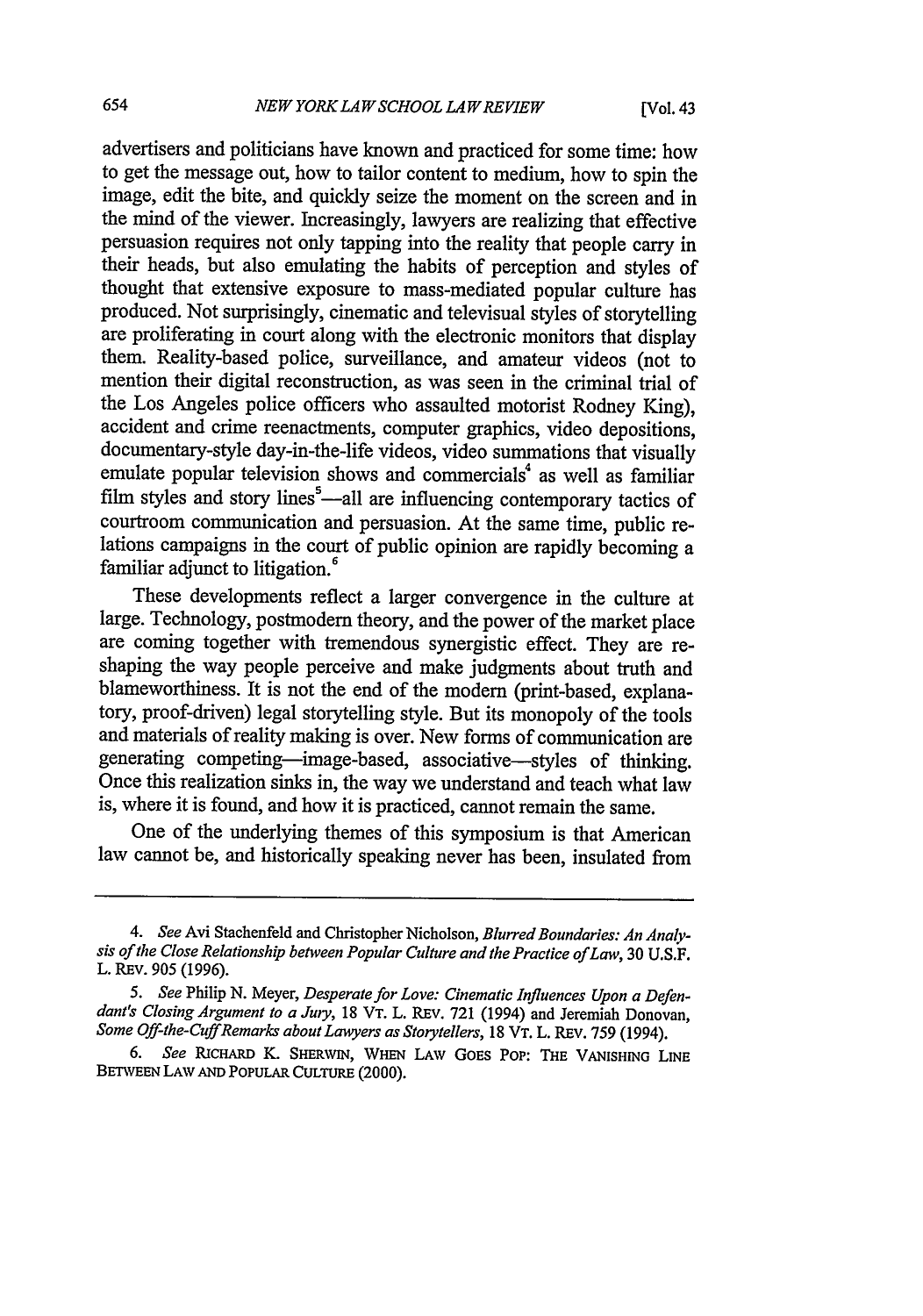advertisers and politicians have known and practiced for some time: how to get the message out, how to tailor content to medium, how to spin the image, edit the bite, and quickly seize the moment on the screen and in the mind of the viewer. Increasingly, lawyers are realizing that effective persuasion requires not only tapping into the reality that people carry in their heads, but also emulating the habits of perception and styles of thought that extensive exposure to mass-mediated popular culture has produced. Not surprisingly, cinematic and televisual styles of storytelling are proliferating in court along with the electronic monitors that display them. Reality-based police, surveillance, and amateur videos (not to mention their digital reconstruction, as was seen in the criminal trial of the Los Angeles police officers who assaulted motorist Rodney King), accident and crime reenactments, computer graphics, video depositions, documentary-style day-in-the-life videos, video summations that visually emulate popular television shows and commercials[4] as well as familiar film styles and story lines[5]—all are influencing contemporary tactics of courtroom communication and persuasion. At the same time, public relations campaigns in the court of public opinion are rapidly becoming a familiar adjunct to litigation.[6]

These developments reflect a larger convergence in the culture at large. Technology, postmodern theory, and the power of the market place are coming together with tremendous synergistic effect. They are reshaping the way people perceive and make judgments about truth and blameworthiness. It is not the end of the modern (print-based, explanatory, proof-driven) legal storytelling style. But its monopoly of the tools and materials of reality making is over. New forms of communication are generating competing—image-based, associative—styles of thinking. Once this realization sinks in, the way we understand and teach what law is, where it is found, and how it is practiced, cannot remain the same.

One of the underlying themes of this symposium is that American law cannot be, and historically speaking never has been, insulated from

---

4. *See* Avi Stachenfeld and Christopher Nicholson, *Blurred Boundaries: An Analysis of the Close Relationship between Popular Culture and the Practice of Law*, 30 U.S.F. L. REV. 905 (1996).

5. *See* Philip N. Meyer, *Desperate for Love: Cinematic Influences Upon a Defendant's Closing Argument to a Jury*, 18 VT. L. REV. 721 (1994) and Jeremiah Donovan, *Some Off-the-Cuff Remarks about Lawyers as Storytellers*, 18 VT. L. REV. 759 (1994).

6. *See* RICHARD K. SHERWIN, WHEN LAW GOES POP: THE VANISHING LINE BETWEEN LAW AND POPULAR CULTURE (2000).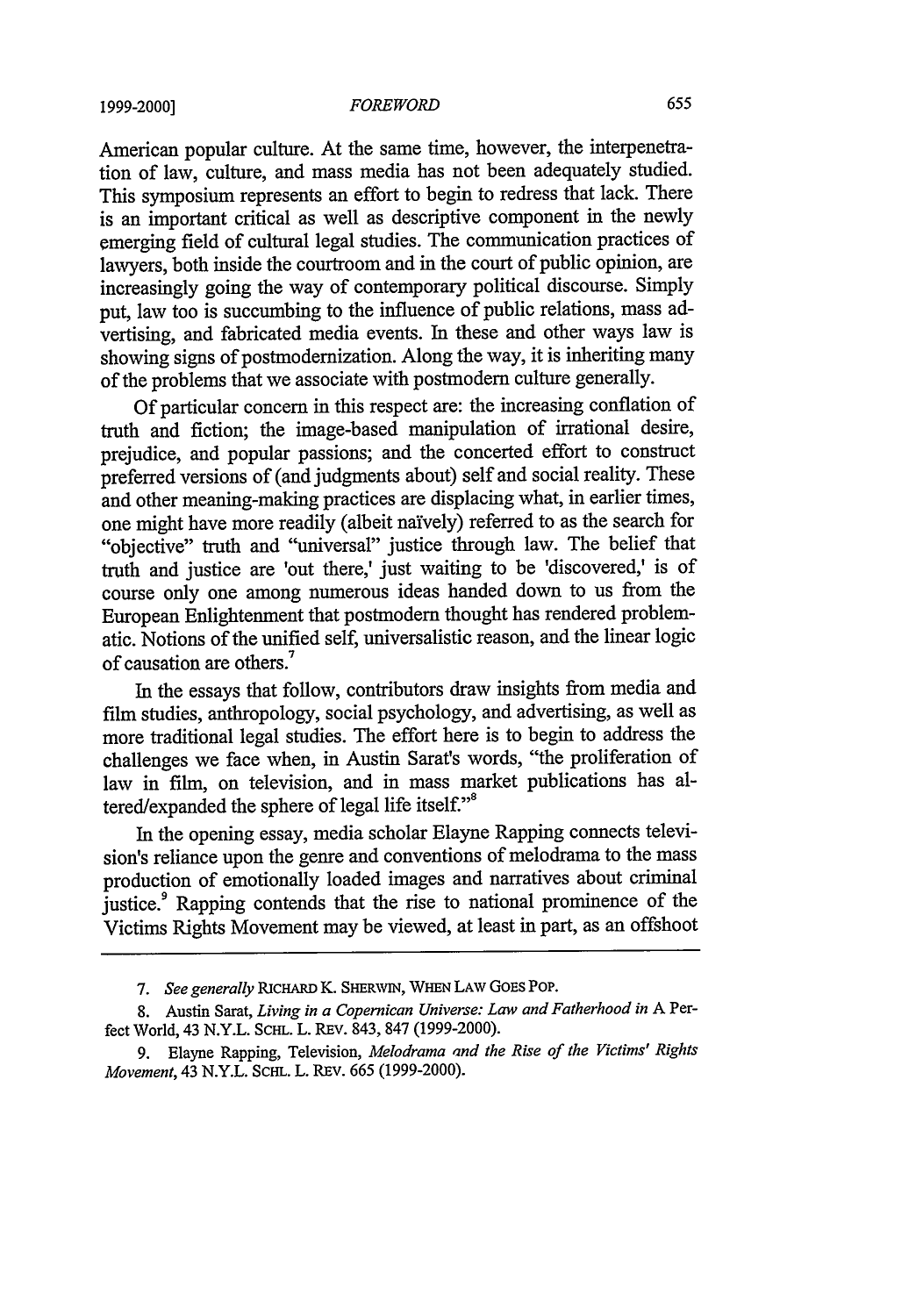American popular culture. At the same time, however, the interpenetration of law, culture, and mass media has not been adequately studied. This symposium represents an effort to begin to redress that lack. There is an important critical as well as descriptive component in the newly emerging field of cultural legal studies. The communication practices of lawyers, both inside the courtroom and in the court of public opinion, are increasingly going the way of contemporary political discourse. Simply put, law too is succumbing to the influence of public relations, mass advertising, and fabricated media events. In these and other ways law is showing signs of postmodernization. Along the way, it is inheriting many of the problems that we associate with postmodern culture generally.

Of particular concern in this respect are: the increasing conflation of truth and fiction; the image-based manipulation of irrational desire, prejudice, and popular passions; and the concerted effort to construct preferred versions of (and judgments about) self and social reality. These and other meaning-making practices are displacing what, in earlier times, one might have more readily (albeit naïvely) referred to as the search for "objective" truth and "universal" justice through law. The belief that truth and justice are 'out there,' just waiting to be 'discovered,' is of course only one among numerous ideas handed down to us from the European Enlightenment that postmodern thought has rendered problematic. Notions of the unified self, universalistic reason, and the linear logic of causation are others.[7]

In the essays that follow, contributors draw insights from media and film studies, anthropology, social psychology, and advertising, as well as more traditional legal studies. The effort here is to begin to address the challenges we face when, in Austin Sarat's words, "the proliferation of law in film, on television, and in mass market publications has altered/expanded the sphere of legal life itself."[8]

In the opening essay, media scholar Elayne Rapping connects television's reliance upon the genre and conventions of melodrama to the mass production of emotionally loaded images and narratives about criminal justice.[9] Rapping contends that the rise to national prominence of the Victims Rights Movement may be viewed, at least in part, as an offshoot

---

7. *See generally* RICHARD K. SHERWIN, WHEN LAW GOES POP.

8. Austin Sarat, *Living in a Copernican Universe: Law and Fatherhood in* A Perfect World, 43 N.Y.L. SCHL. L. REV. 843, 847 (1999-2000).

9. Elayne Rapping, Television, *Melodrama and the Rise of the Victims' Rights Movement*, 43 N.Y.L. SCHL. L. REV. 665 (1999-2000).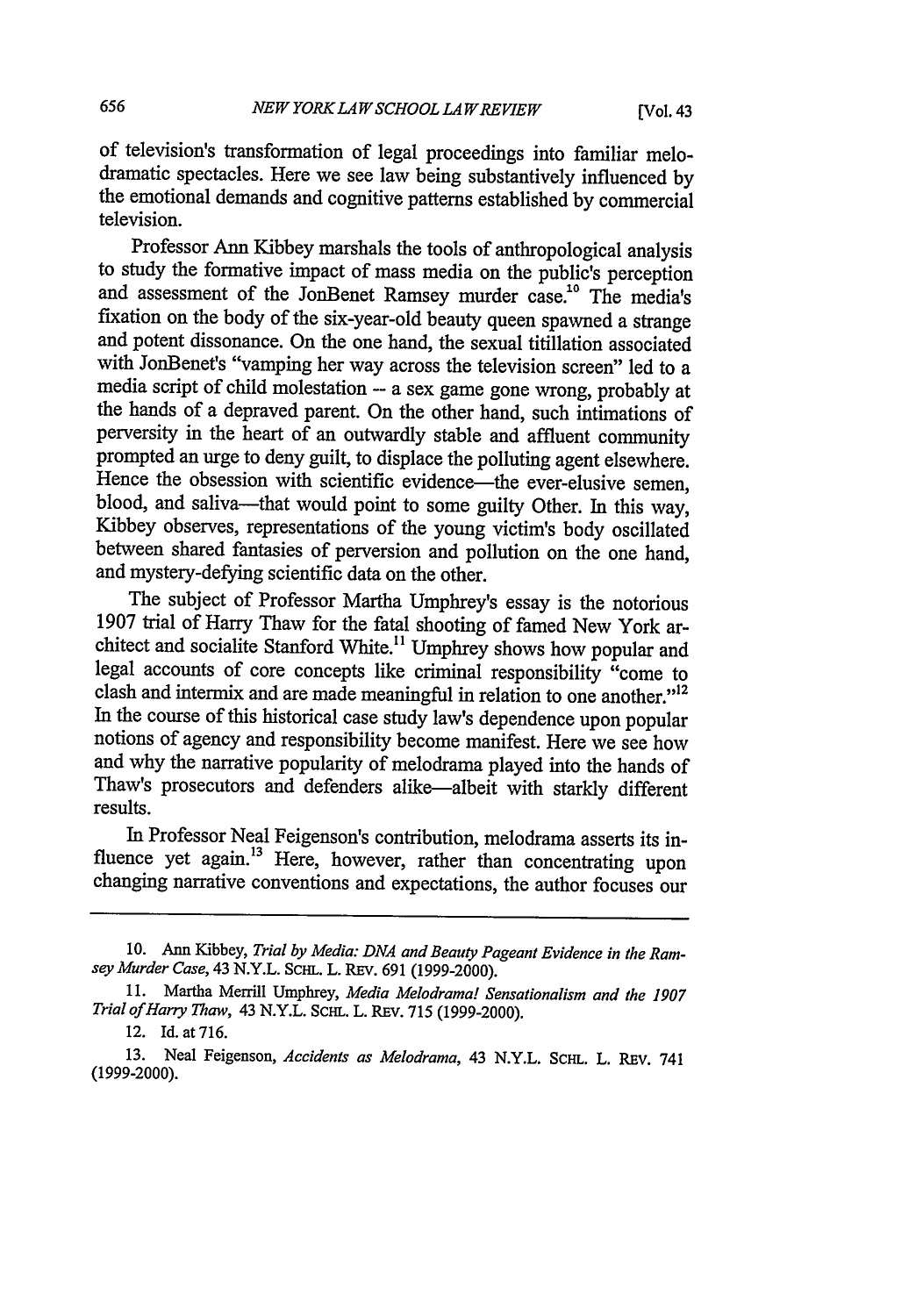of television's transformation of legal proceedings into familiar melodramatic spectacles. Here we see law being substantively influenced by the emotional demands and cognitive patterns established by commercial television.

Professor Ann Kibbey marshals the tools of anthropological analysis to study the formative impact of mass media on the public's perception and assessment of the JonBenet Ramsey murder case.[10] The media's fixation on the body of the six-year-old beauty queen spawned a strange and potent dissonance. On the one hand, the sexual titillation associated with JonBenet's "vamping her way across the television screen" led to a media script of child molestation -- a sex game gone wrong, probably at the hands of a depraved parent. On the other hand, such intimations of perversity in the heart of an outwardly stable and affluent community prompted an urge to deny guilt, to displace the polluting agent elsewhere. Hence the obsession with scientific evidence—the ever-elusive semen, blood, and saliva—that would point to some guilty Other. In this way, Kibbey observes, representations of the young victim's body oscillated between shared fantasies of perversion and pollution on the one hand, and mystery-defying scientific data on the other.

The subject of Professor Martha Umphrey's essay is the notorious 1907 trial of Harry Thaw for the fatal shooting of famed New York architect and socialite Stanford White.[11] Umphrey shows how popular and legal accounts of core concepts like criminal responsibility "come to clash and intermix and are made meaningful in relation to one another."[12] In the course of this historical case study law's dependence upon popular notions of agency and responsibility become manifest. Here we see how and why the narrative popularity of melodrama played into the hands of Thaw's prosecutors and defenders alike—albeit with starkly different results.

In Professor Neal Feigenson's contribution, melodrama asserts its influence yet again.[13] Here, however, rather than concentrating upon changing narrative conventions and expectations, the author focuses our

---

10. Ann Kibbey, *Trial by Media: DNA and Beauty Pageant Evidence in the Ramsey Murder Case*, 43 N.Y.L. SCHL. L. REV. 691 (1999-2000).

11. Martha Merrill Umphrey, *Media Melodrama! Sensationalism and the 1907 Trial of Harry Thaw*, 43 N.Y.L. SCHL. L. REV. 715 (1999-2000).

12. Id. at 716.

13. Neal Feigenson, *Accidents as Melodrama*, 43 N.Y.L. SCHL. L. REV. 741 (1999-2000).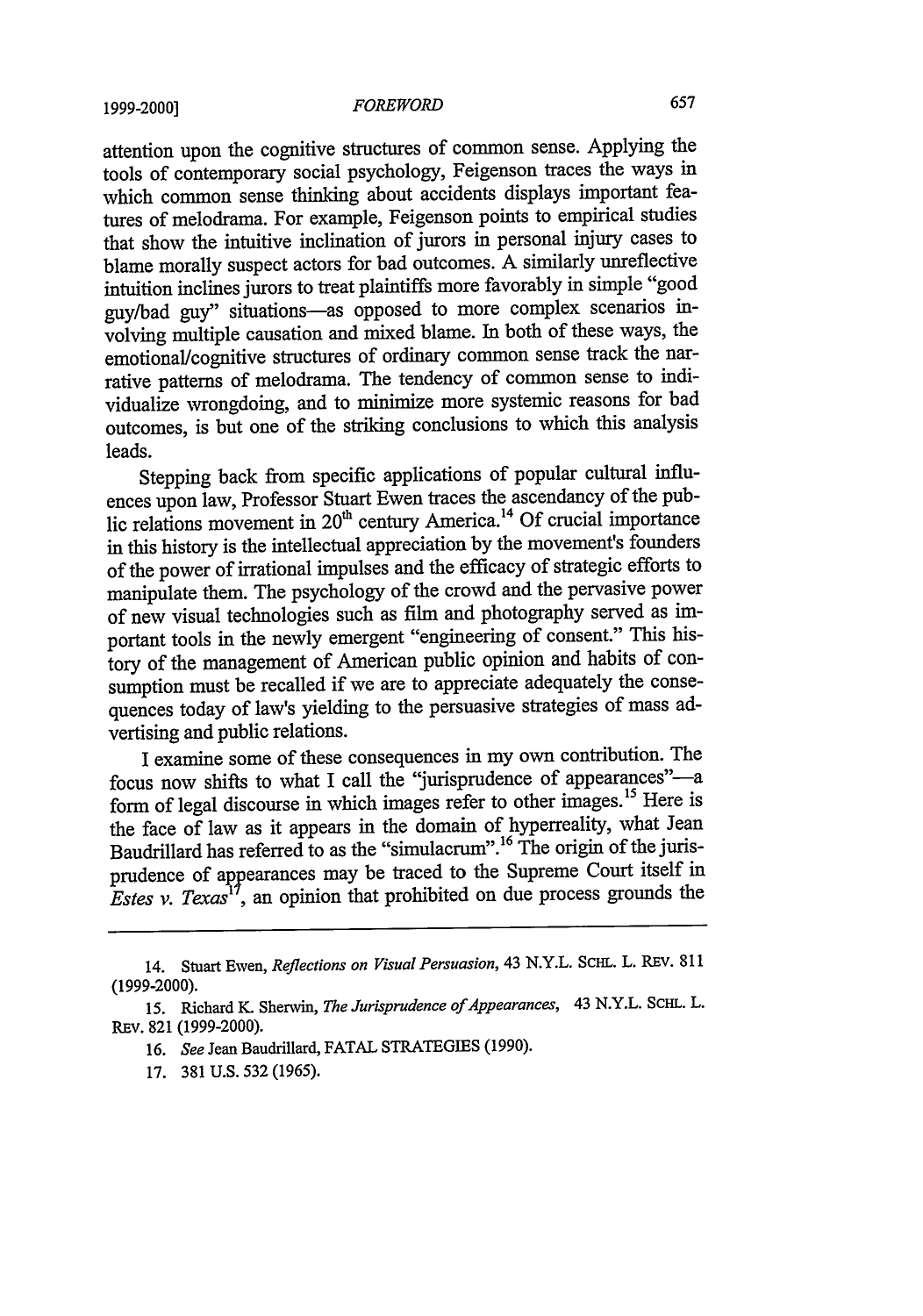attention upon the cognitive structures of common sense. Applying the tools of contemporary social psychology, Feigenson traces the ways in which common sense thinking about accidents displays important features of melodrama. For example, Feigenson points to empirical studies that show the intuitive inclination of jurors in personal injury cases to blame morally suspect actors for bad outcomes. A similarly unreflective intuition inclines jurors to treat plaintiffs more favorably in simple "good guy/bad guy" situations—as opposed to more complex scenarios involving multiple causation and mixed blame. In both of these ways, the emotional/cognitive structures of ordinary common sense track the narrative patterns of melodrama. The tendency of common sense to individualize wrongdoing, and to minimize more systemic reasons for bad outcomes, is but one of the striking conclusions to which this analysis leads.

Stepping back from specific applications of popular cultural influences upon law, Professor Stuart Ewen traces the ascendancy of the public relations movement in 20th century America.[14] Of crucial importance in this history is the intellectual appreciation by the movement's founders of the power of irrational impulses and the efficacy of strategic efforts to manipulate them. The psychology of the crowd and the pervasive power of new visual technologies such as film and photography served as important tools in the newly emergent "engineering of consent." This history of the management of American public opinion and habits of consumption must be recalled if we are to appreciate adequately the consequences today of law's yielding to the persuasive strategies of mass advertising and public relations.

I examine some of these consequences in my own contribution. The focus now shifts to what I call the "jurisprudence of appearances"—a form of legal discourse in which images refer to other images.[15] Here is the face of law as it appears in the domain of hyperreality, what Jean Baudrillard has referred to as the "simulacrum".[16] The origin of the jurisprudence of appearances may be traced to the Supreme Court itself in *Estes v. Texas*[17], an opinion that prohibited on due process grounds the

---

14. Stuart Ewen, *Reflections on Visual Persuasion*, 43 N.Y.L. SCHL. L. REV. 811 (1999-2000).

15. Richard K. Sherwin, *The Jurisprudence of Appearances*, 43 N.Y.L. SCHL. L. REV. 821 (1999-2000).

16. *See* Jean Baudrillard, FATAL STRATEGIES (1990).

17. 381 U.S. 532 (1965).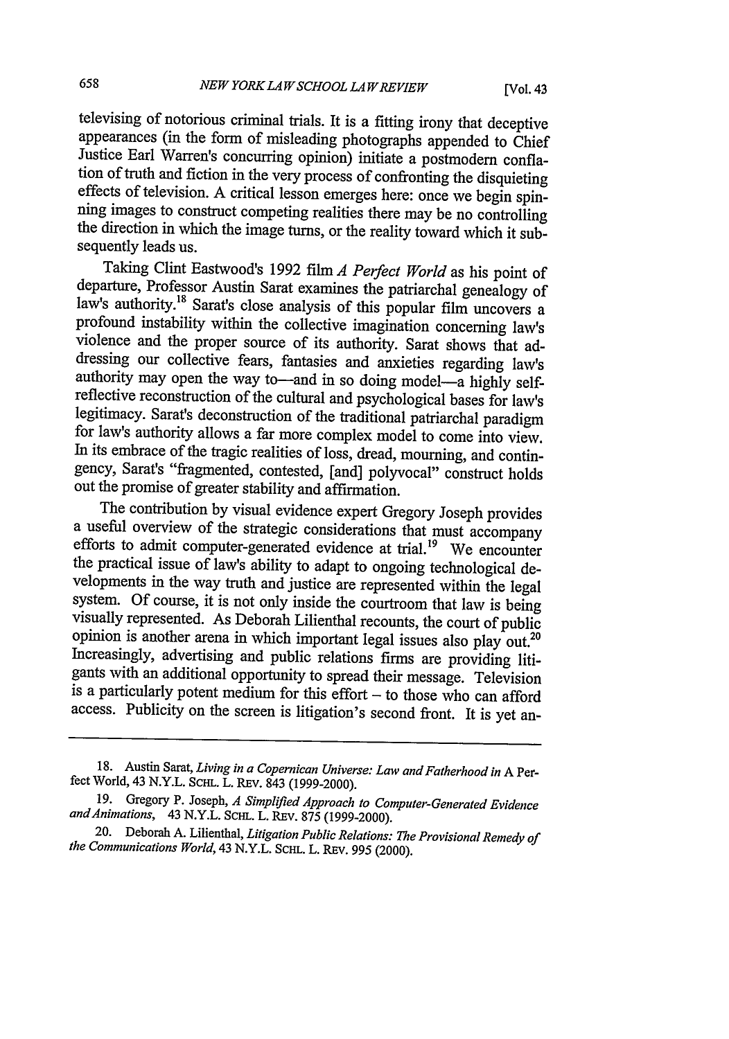televising of notorious criminal trials. It is a fitting irony that deceptive appearances (in the form of misleading photographs appended to Chief Justice Earl Warren's concurring opinion) initiate a postmodern conflation of truth and fiction in the very process of confronting the disquieting effects of television. A critical lesson emerges here: once we begin spinning images to construct competing realities there may be no controlling the direction in which the image turns, or the reality toward which it subsequently leads us.

Taking Clint Eastwood's 1992 film *A Perfect World* as his point of departure, Professor Austin Sarat examines the patriarchal genealogy of law's authority.[18] Sarat's close analysis of this popular film uncovers a profound instability within the collective imagination concerning law's violence and the proper source of its authority. Sarat shows that addressing our collective fears, fantasies and anxieties regarding law's authority may open the way to—and in so doing model—a highly self-reflective reconstruction of the cultural and psychological bases for law's legitimacy. Sarat's deconstruction of the traditional patriarchal paradigm for law's authority allows a far more complex model to come into view. In its embrace of the tragic realities of loss, dread, mourning, and contingency, Sarat's "fragmented, contested, [and] polyvocal" construct holds out the promise of greater stability and affirmation.

The contribution by visual evidence expert Gregory Joseph provides a useful overview of the strategic considerations that must accompany efforts to admit computer-generated evidence at trial.[19] We encounter the practical issue of law's ability to adapt to ongoing technological developments in the way truth and justice are represented within the legal system. Of course, it is not only inside the courtroom that law is being visually represented. As Deborah Lilienthal recounts, the court of public opinion is another arena in which important legal issues also play out.[20] Increasingly, advertising and public relations firms are providing litigants with an additional opportunity to spread their message. Television is a particularly potent medium for this effort – to those who can afford access. Publicity on the screen is litigation's second front. It is yet an-

---

18. Austin Sarat, *Living in a Copernican Universe: Law and Fatherhood in* A Perfect World, 43 N.Y.L. SCHL. L. REV. 843 (1999-2000).

19. Gregory P. Joseph, *A Simplified Approach to Computer-Generated Evidence and Animations*, 43 N.Y.L. SCHL. L. REV. 875 (1999-2000).

20. Deborah A. Lilienthal, *Litigation Public Relations: The Provisional Remedy of the Communications World*, 43 N.Y.L. SCHL. L. REV. 995 (2000).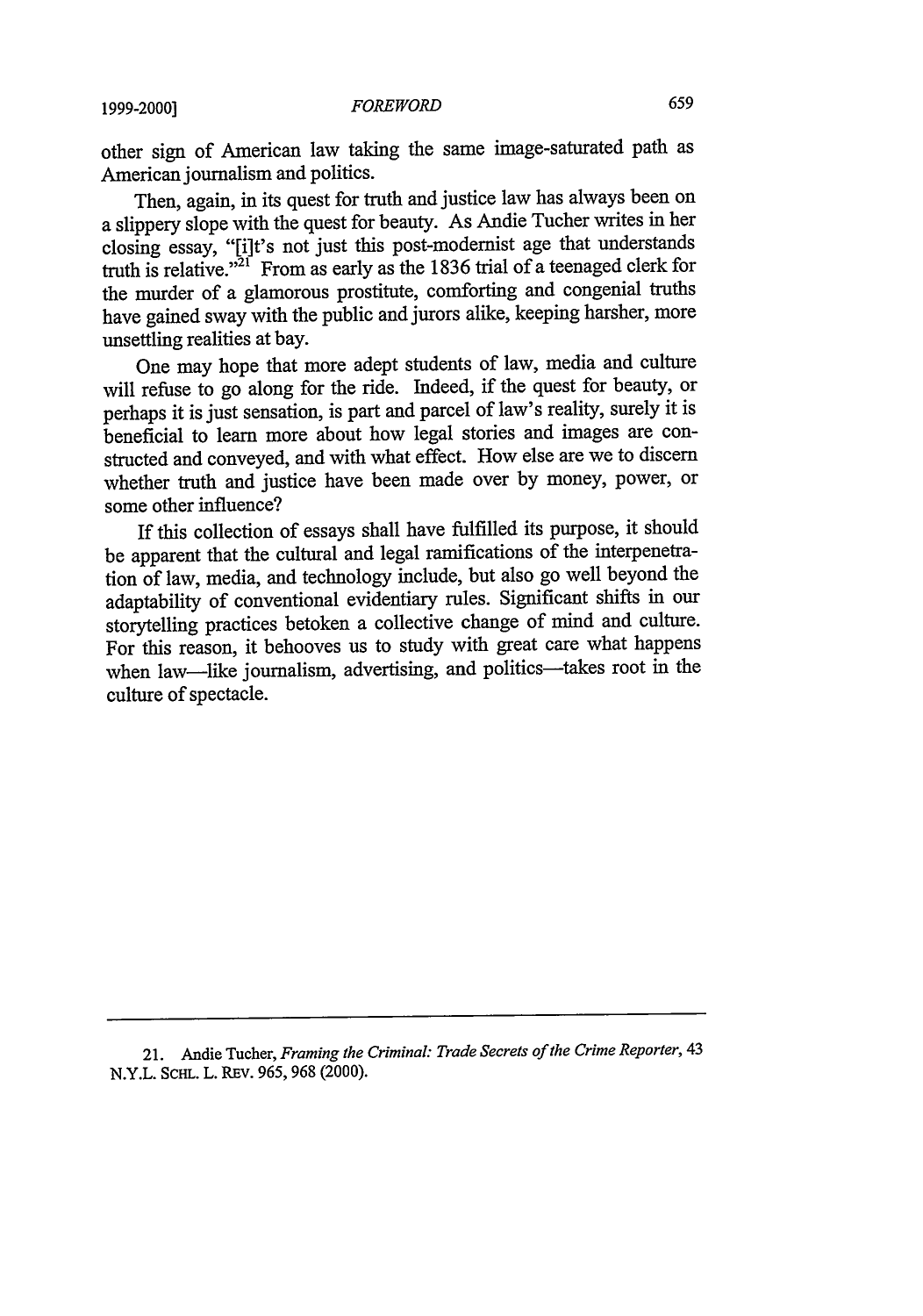other sign of American law taking the same image-saturated path as American journalism and politics.

Then, again, in its quest for truth and justice law has always been on a slippery slope with the quest for beauty. As Andie Tucher writes in her closing essay, "[i]t's not just this post-modernist age that understands truth is relative."[21] From as early as the 1836 trial of a teenaged clerk for the murder of a glamorous prostitute, comforting and congenial truths have gained sway with the public and jurors alike, keeping harsher, more unsettling realities at bay.

One may hope that more adept students of law, media and culture will refuse to go along for the ride. Indeed, if the quest for beauty, or perhaps it is just sensation, is part and parcel of law's reality, surely it is beneficial to learn more about how legal stories and images are constructed and conveyed, and with what effect. How else are we to discern whether truth and justice have been made over by money, power, or some other influence?

If this collection of essays shall have fulfilled its purpose, it should be apparent that the cultural and legal ramifications of the interpenetration of law, media, and technology include, but also go well beyond the adaptability of conventional evidentiary rules. Significant shifts in our storytelling practices betoken a collective change of mind and culture. For this reason, it behooves us to study with great care what happens when law—like journalism, advertising, and politics—takes root in the culture of spectacle.

---

21. Andie Tucher, *Framing the Criminal: Trade Secrets of the Crime Reporter*, 43 N.Y.L. SCHL. L. REV. 965, 968 (2000).